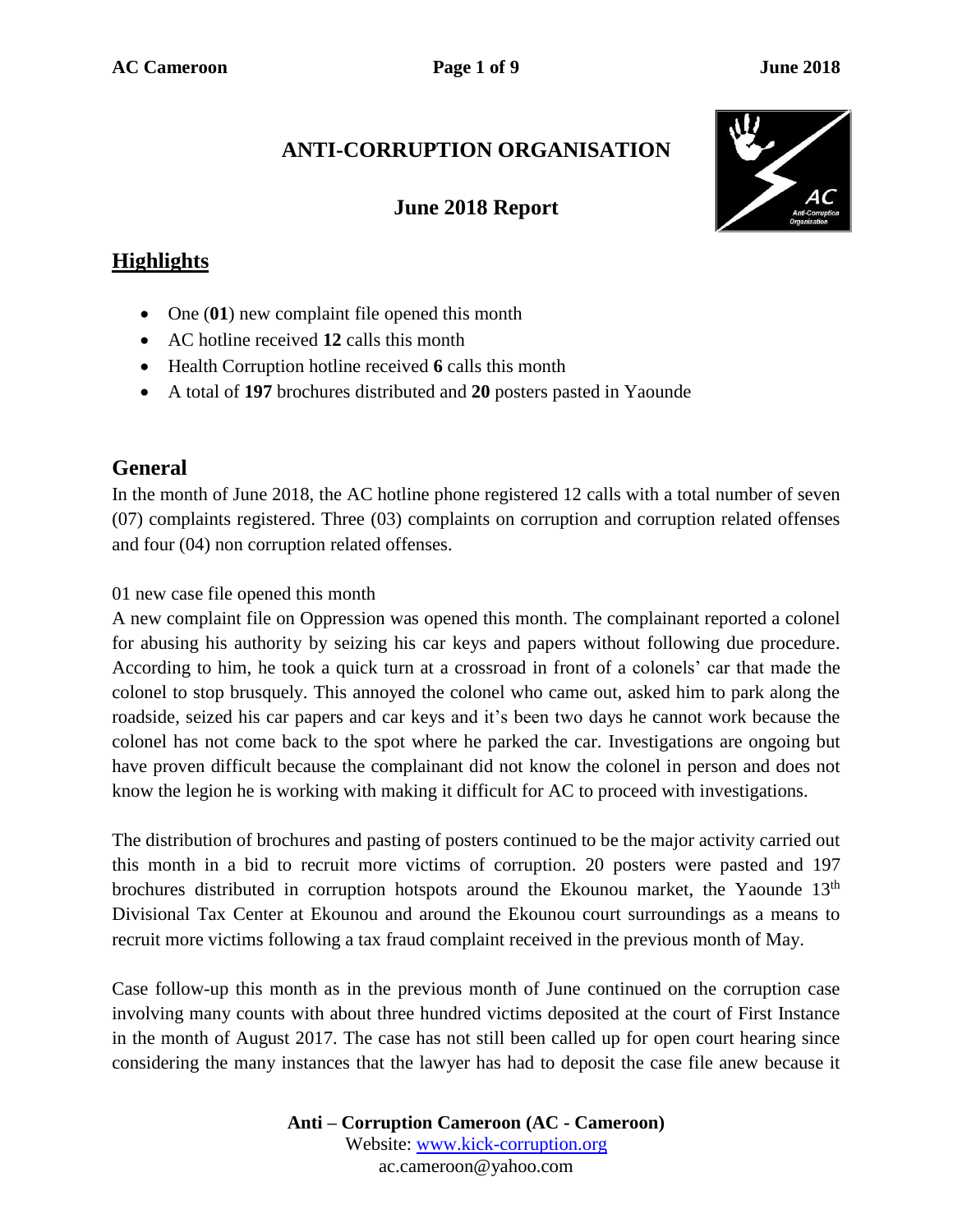# ANTI-CORRUPTION ORGANISATION

## June 2018 Report

## Highlights

- One (**01**) new complaint file opened this month
- AC hotline received **12** calls this month
- Health Corruption hotline received **6** calls this month
- A total of **197** brochures distributed and **20** posters pasted in Yaounde

## General

In the month of June 2018, the AC hotline phone registered 12 calls with a total number of seven (07) complaints registered. Three (03) complaints on corruption and corruption related offenses and four (04) non corruption related offenses.

01 new case file opened this month

A new complaint file on Oppression was opened this month. The complainant reported a colonel for abusing his authority by seizing his car keys and papers without following due procedure. According to him, he took a quick turn at a crossroad in front of a colonels' car that made the colonel to stop brusquely. This annoyed the colonel who came out, asked him to park along the roadside, seized his car papers and car keys and it's been two days he cannot work because the colonel has not come back to the spot where he parked the car. Investigations are ongoing but have proven difficult because the complainant did not know the colonel in person and does not know the legion he is working with making it difficult for AC to proceed with investigations.

The distribution of brochures and pasting of posters continued to be the major activity carried out this month in a bid to recruit more victims of corruption. 20 posters were pasted and 197 brochures distributed in corruption hotspots around the Ekounou market, the Yaounde 13th Divisional Tax Center at Ekounou and around the Ekounou court surroundings as a means to recruit more victims following a tax fraud complaint received in the previous month of May.

Case follow-up this month as in the previous month of June continued on the corruption case involving many counts with about three hundred victims deposited at the court of First Instance in the month of August 2017. The case has not still been called up for open court hearing since considering the many instances that the lawyer has had to deposit the case file anew because it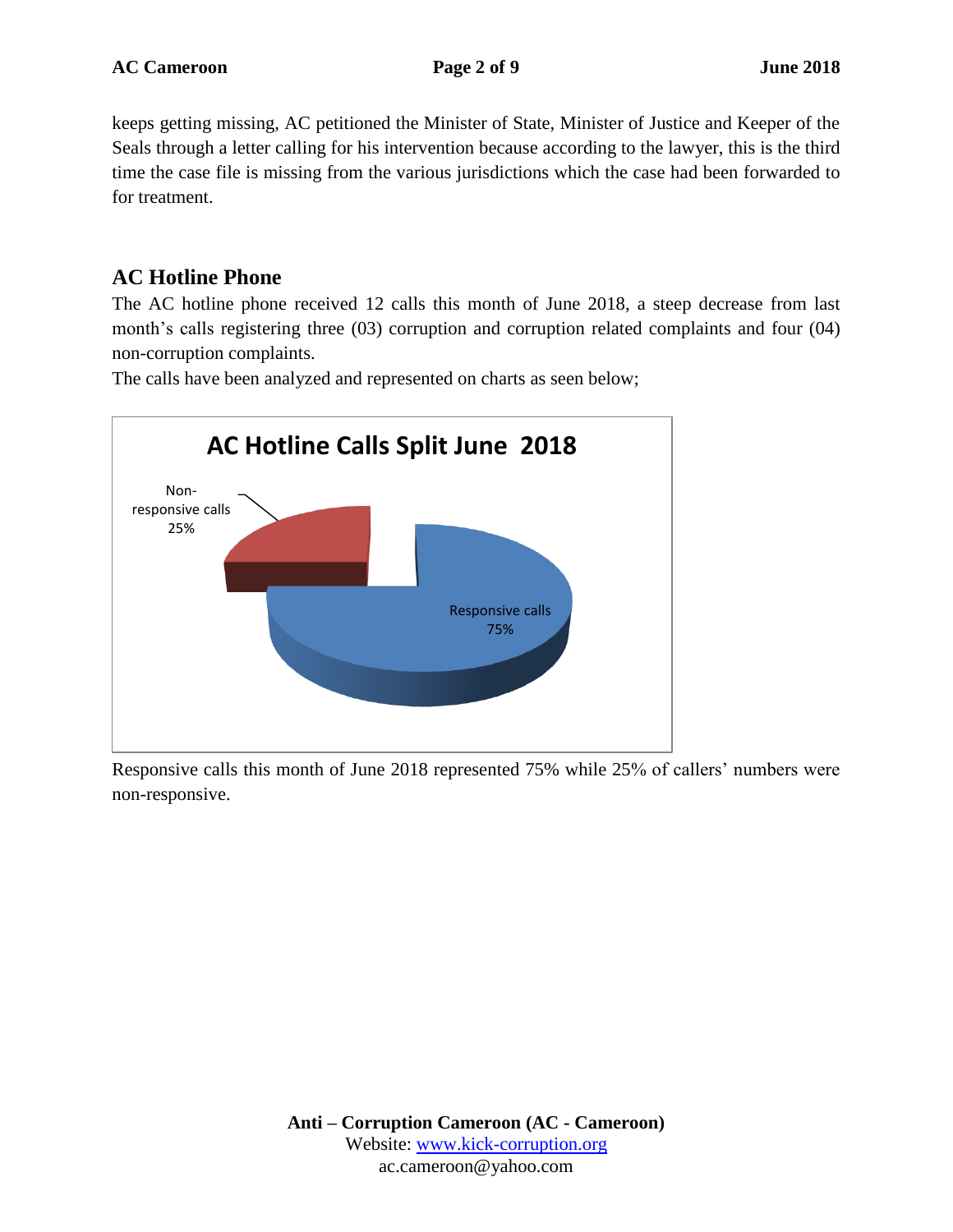keeps getting missing, AC petitioned the Minister of State, Minister of Justice and Keeper of the Seals through a letter calling for his intervention because according to the lawyer, this is the third time the case file is missing from the various jurisdictions which the case had been forwarded to for treatment.

## AC Hotline Phone

The AC hotline phone received 12 calls this month of June 2018, a steep decrease from last month's calls registering three (03) corruption and corruption related complaints and four (04) non-corruption complaints.

The calls have been analyzed and represented on charts as seen below;

**AC Hotline Calls Split June 2018**

- Non-responsive calls 25%
- Responsive calls 75%

Responsive calls this month of June 2018 represented 75% while 25% of callers' numbers were non-responsive.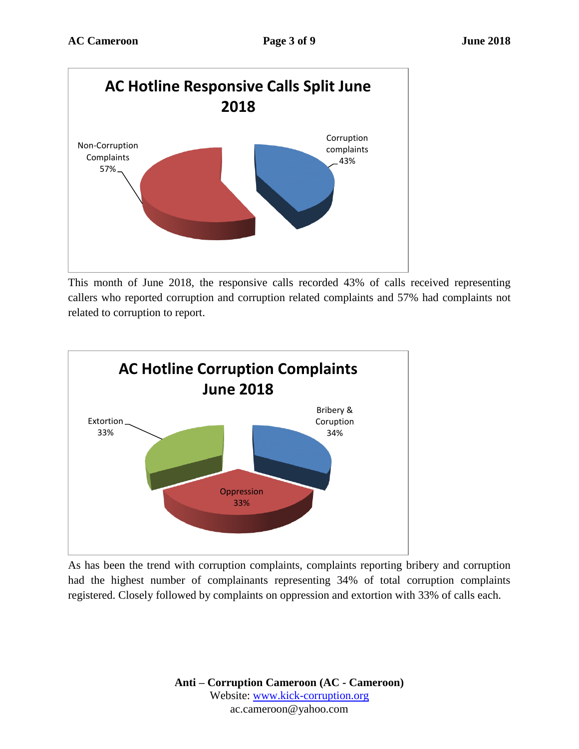**AC Hotline Responsive Calls Split June 2018**

Non-Corruption Complaints 57%

Corruption complaints 43%

This month of June 2018, the responsive calls recorded 43% of calls received representing callers who reported corruption and corruption related complaints and 57% had complaints not related to corruption to report.

**AC Hotline Corruption Complaints June 2018**

Extortion 33%

Bribery & Coruption 34%

Oppression 33%

As has been the trend with corruption complaints, complaints reporting bribery and corruption had the highest number of complainants representing 34% of total corruption complaints registered. Closely followed by complaints on oppression and extortion with 33% of calls each.

**Anti – Corruption Cameroon (AC - Cameroon)**
Website: www.kick-corruption.org
ac.cameroon@yahoo.com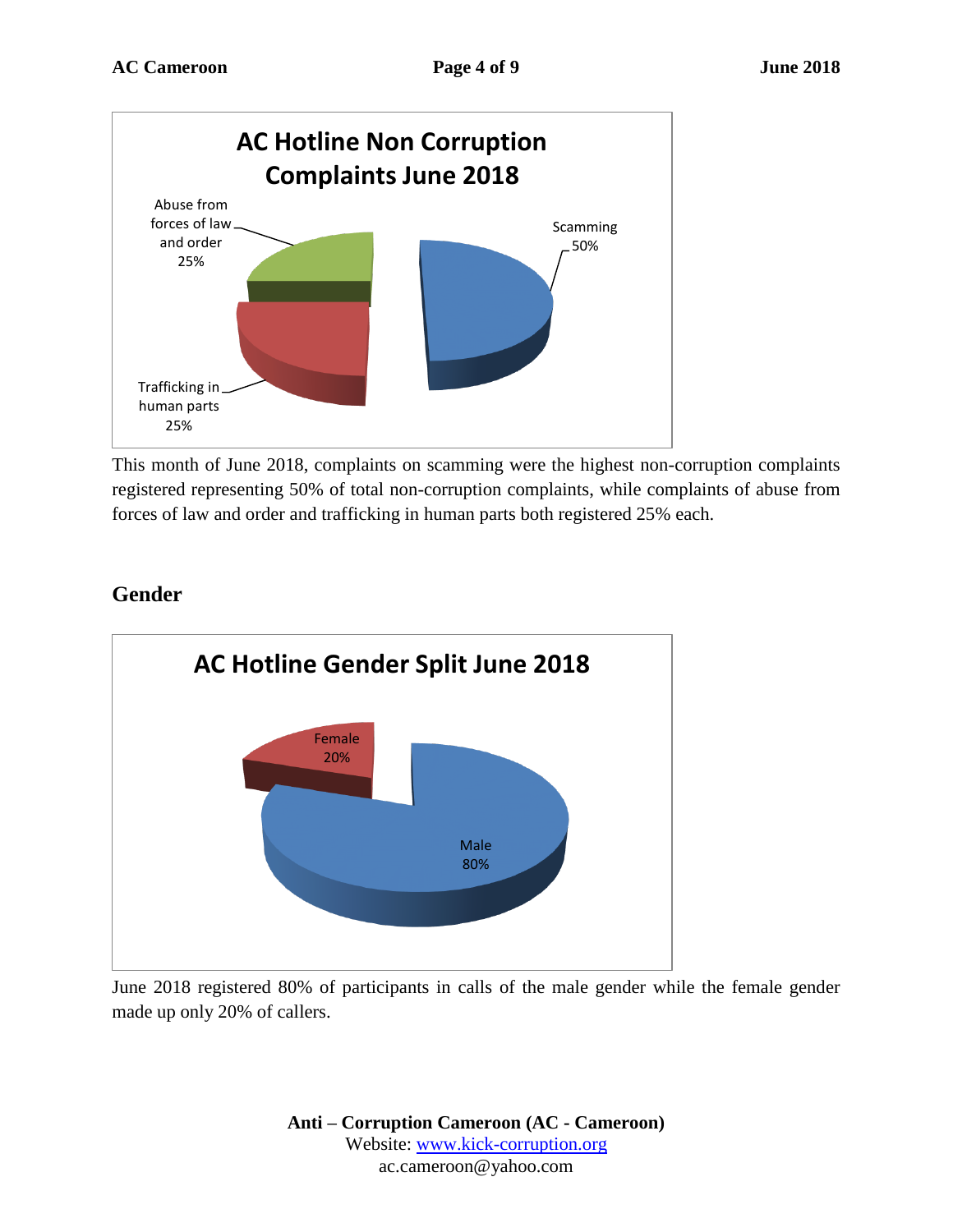**AC Hotline Non Corruption Complaints June 2018**

- Abuse from forces of law and order 25%
- Trafficking in human parts 25%
- Scamming 50%

This month of June 2018, complaints on scamming were the highest non-corruption complaints registered representing 50% of total non-corruption complaints, while complaints of abuse from forces of law and order and trafficking in human parts both registered 25% each.

## Gender

**AC Hotline Gender Split June 2018**

- Female 20%
- Male 80%

June 2018 registered 80% of participants in calls of the male gender while the female gender made up only 20% of callers.

**Anti – Corruption Cameroon (AC - Cameroon)**
Website: www.kick-corruption.org
ac.cameroon@yahoo.com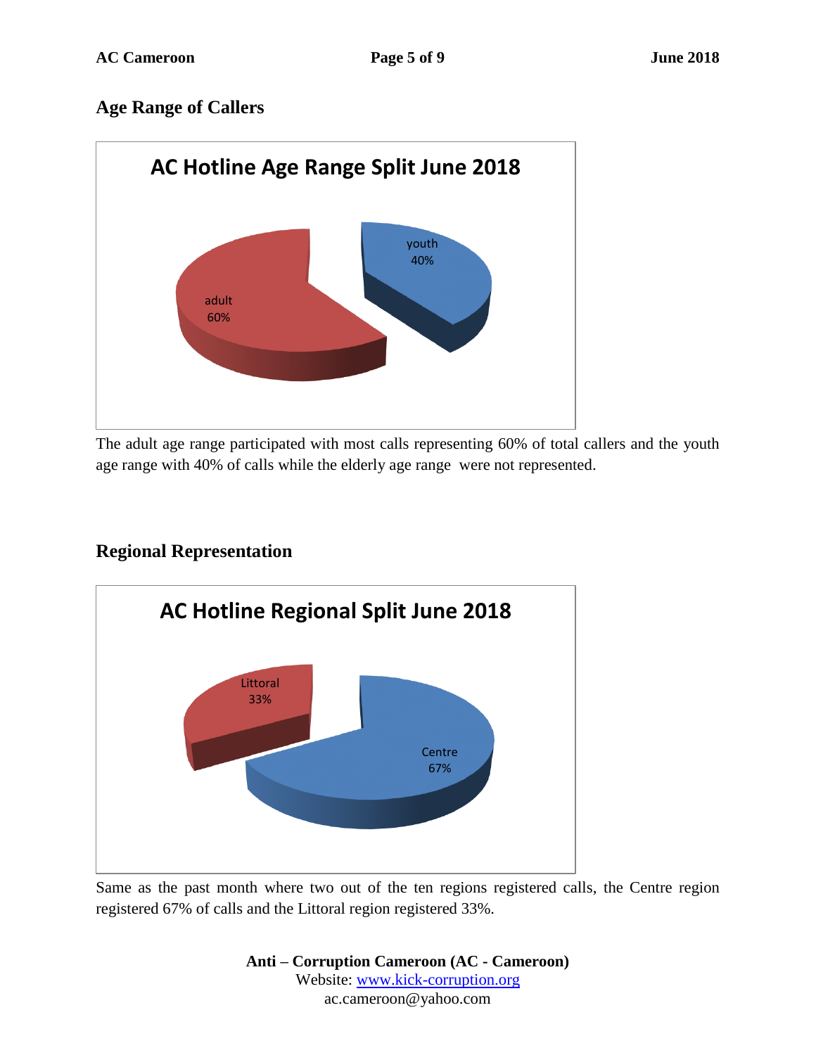## Age Range of Callers

**AC Hotline Age Range Split June 2018**

youth 40%

adult 60%

The adult age range participated with most calls representing 60% of total callers and the youth age range with 40% of calls while the elderly age range were not represented.

## Regional Representation

**AC Hotline Regional Split June 2018**

Littoral 33%

Centre 67%

Same as the past month where two out of the ten regions registered calls, the Centre region registered 67% of calls and the Littoral region registered 33%.

**Anti – Corruption Cameroon (AC - Cameroon)**
Website: [www.kick-corruption.org](http://www.kick-corruption.org)
ac.cameroon@yahoo.com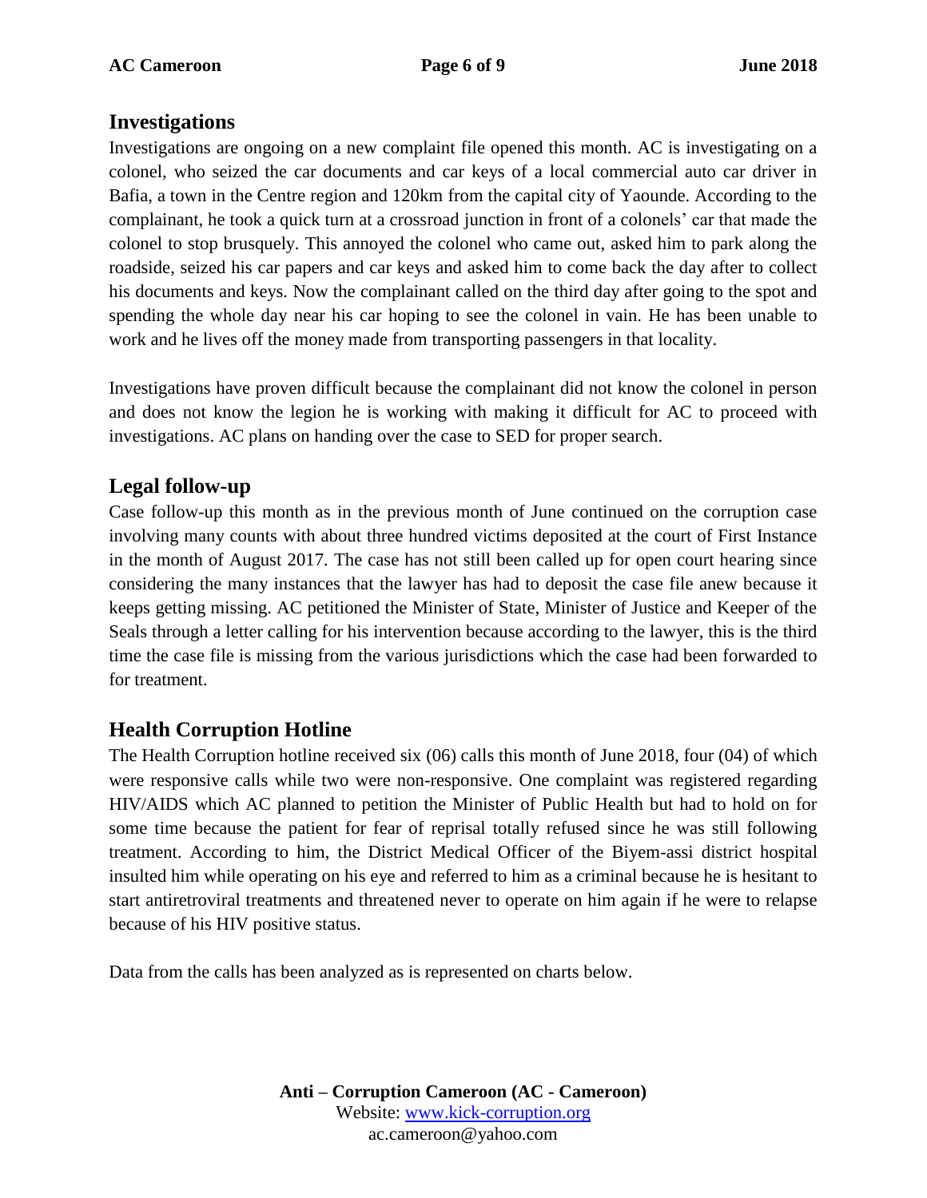## Investigations

Investigations are ongoing on a new complaint file opened this month. AC is investigating on a colonel, who seized the car documents and car keys of a local commercial auto car driver in Bafia, a town in the Centre region and 120km from the capital city of Yaounde. According to the complainant, he took a quick turn at a crossroad junction in front of a colonels' car that made the colonel to stop brusquely. This annoyed the colonel who came out, asked him to park along the roadside, seized his car papers and car keys and asked him to come back the day after to collect his documents and keys. Now the complainant called on the third day after going to the spot and spending the whole day near his car hoping to see the colonel in vain. He has been unable to work and he lives off the money made from transporting passengers in that locality.

Investigations have proven difficult because the complainant did not know the colonel in person and does not know the legion he is working with making it difficult for AC to proceed with investigations. AC plans on handing over the case to SED for proper search.

## Legal follow-up

Case follow-up this month as in the previous month of June continued on the corruption case involving many counts with about three hundred victims deposited at the court of First Instance in the month of August 2017. The case has not still been called up for open court hearing since considering the many instances that the lawyer has had to deposit the case file anew because it keeps getting missing. AC petitioned the Minister of State, Minister of Justice and Keeper of the Seals through a letter calling for his intervention because according to the lawyer, this is the third time the case file is missing from the various jurisdictions which the case had been forwarded to for treatment.

## Health Corruption Hotline

The Health Corruption hotline received six (06) calls this month of June 2018, four (04) of which were responsive calls while two were non-responsive. One complaint was registered regarding HIV/AIDS which AC planned to petition the Minister of Public Health but had to hold on for some time because the patient for fear of reprisal totally refused since he was still following treatment. According to him, the District Medical Officer of the Biyem-assi district hospital insulted him while operating on his eye and referred to him as a criminal because he is hesitant to start antiretroviral treatments and threatened never to operate on him again if he were to relapse because of his HIV positive status.

Data from the calls has been analyzed as is represented on charts below.

**Anti – Corruption Cameroon (AC - Cameroon)**
Website: www.kick-corruption.org
ac.cameroon@yahoo.com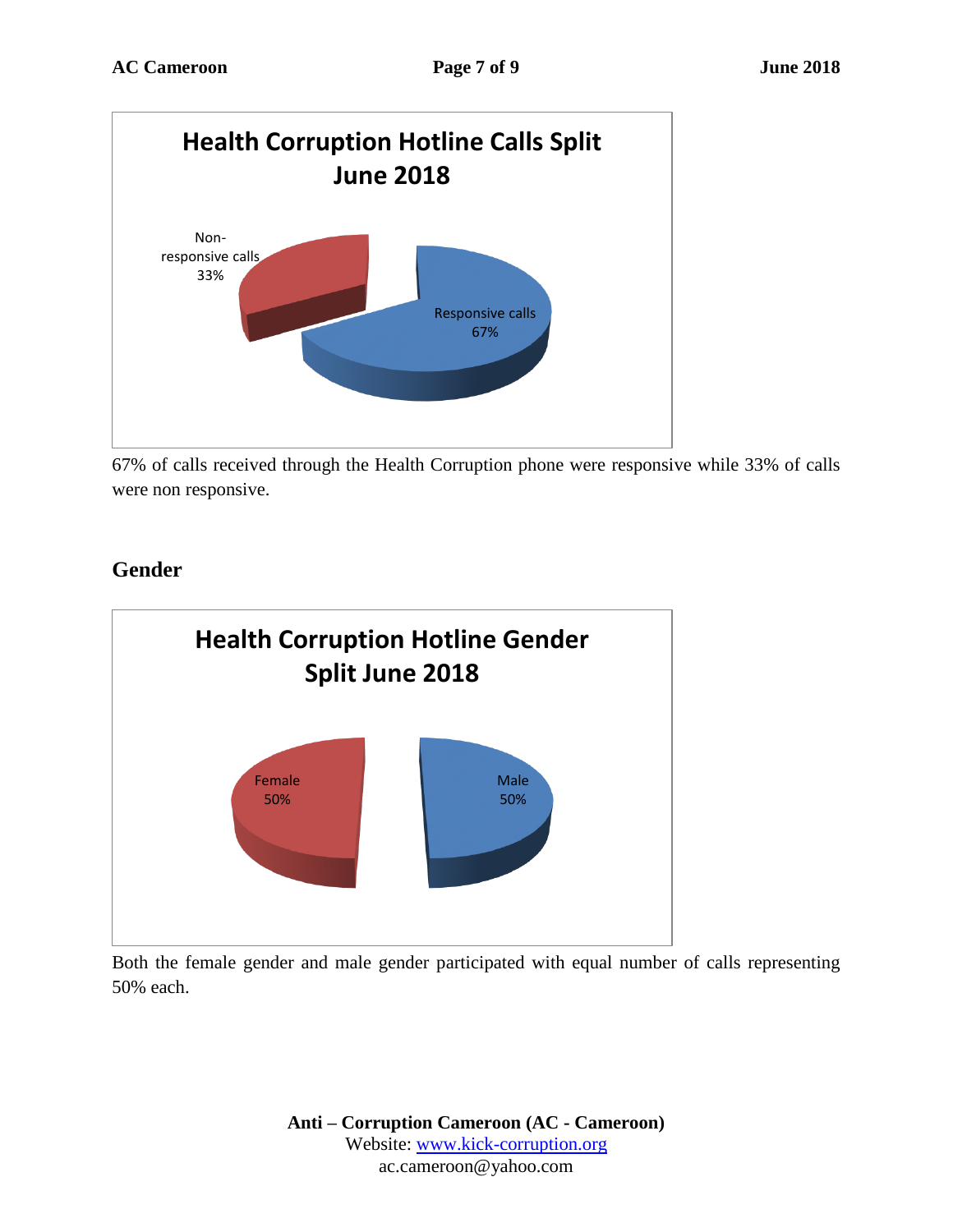**Health Corruption Hotline Calls Split June 2018**

Non-responsive calls 33%

Responsive calls 67%

67% of calls received through the Health Corruption phone were responsive while 33% of calls were non responsive.

## Gender

**Health Corruption Hotline Gender Split June 2018**

Female 50%

Male 50%

Both the female gender and male gender participated with equal number of calls representing 50% each.

**Anti – Corruption Cameroon (AC - Cameroon)**
Website: [www.kick-corruption.org](http://www.kick-corruption.org)
ac.cameroon@yahoo.com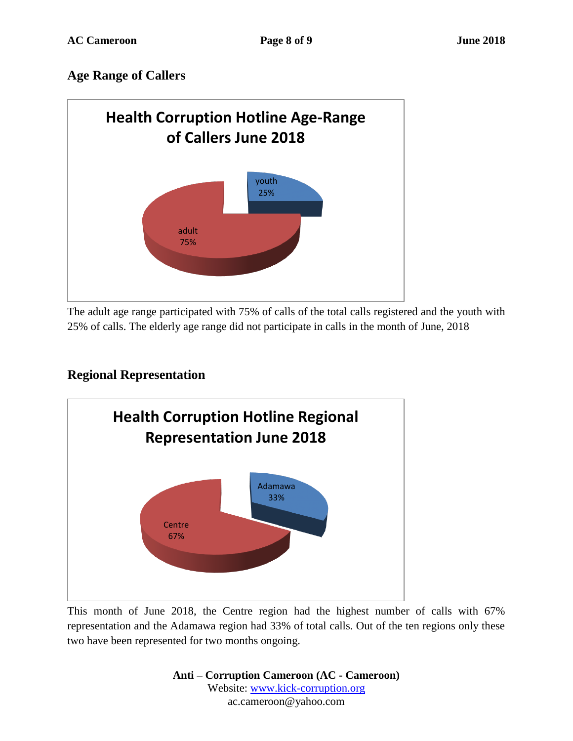## Age Range of Callers

**Health Corruption Hotline Age-Range of Callers June 2018**

youth 25%

adult 75%

The adult age range participated with 75% of calls of the total calls registered and the youth with 25% of calls. The elderly age range did not participate in calls in the month of June, 2018

## Regional Representation

**Health Corruption Hotline Regional Representation June 2018**

Adamawa 33%

Centre 67%

This month of June 2018, the Centre region had the highest number of calls with 67% representation and the Adamawa region had 33% of total calls. Out of the ten regions only these two have been represented for two months ongoing.

**Anti – Corruption Cameroon (AC - Cameroon)**
Website: [www.kick-corruption.org](http://www.kick-corruption.org)
ac.cameroon@yahoo.com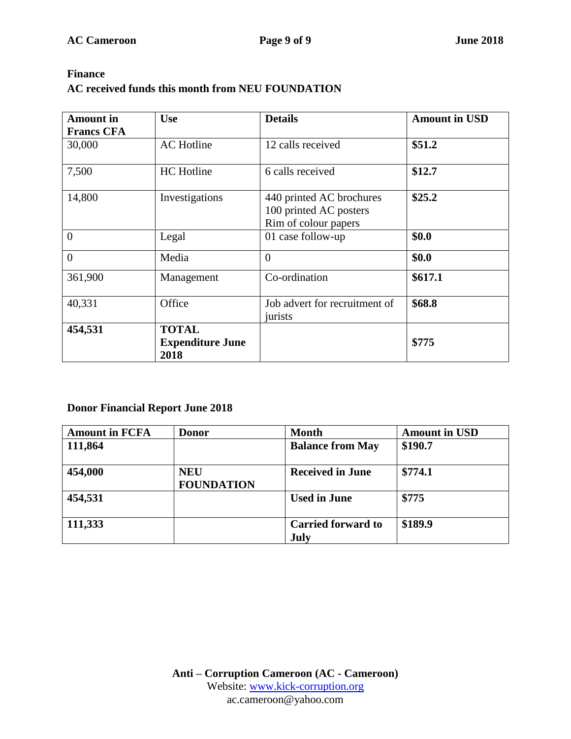**Finance**

**AC received funds this month from NEU FOUNDATION**

| Amount in Francs CFA | Use | Details | Amount in USD |
|---|---|---|---|
| 30,000 | AC Hotline | 12 calls received | **$51.2** |
| 7,500 | HC Hotline | 6 calls received | **$12.7** |
| 14,800 | Investigations | 440 printed AC brochures<br>100 printed AC posters<br>Rim of colour papers | **$25.2** |
| 0 | Legal | 01 case follow-up | **$0.0** |
| 0 | Media | 0 | **$0.0** |
| 361,900 | Management | Co-ordination | **$617.1** |
| 40,331 | Office | Job advert for recruitment of jurists | **$68.8** |
| **454,531** | **TOTAL Expenditure June 2018** | | **$775** |

**Donor Financial Report June 2018**

| Amount in FCFA | Donor | Month | Amount in USD |
|---|---|---|---|
| **111,864** | | **Balance from May** | **$190.7** |
| **454,000** | **NEU FOUNDATION** | **Received in June** | **$774.1** |
| **454,531** | | **Used in June** | **$775** |
| **111,333** | | **Carried forward to July** | **$189.9** |

**Anti – Corruption Cameroon (AC - Cameroon)**
Website: [www.kick-corruption.org](http://www.kick-corruption.org)
ac.cameroon@yahoo.com